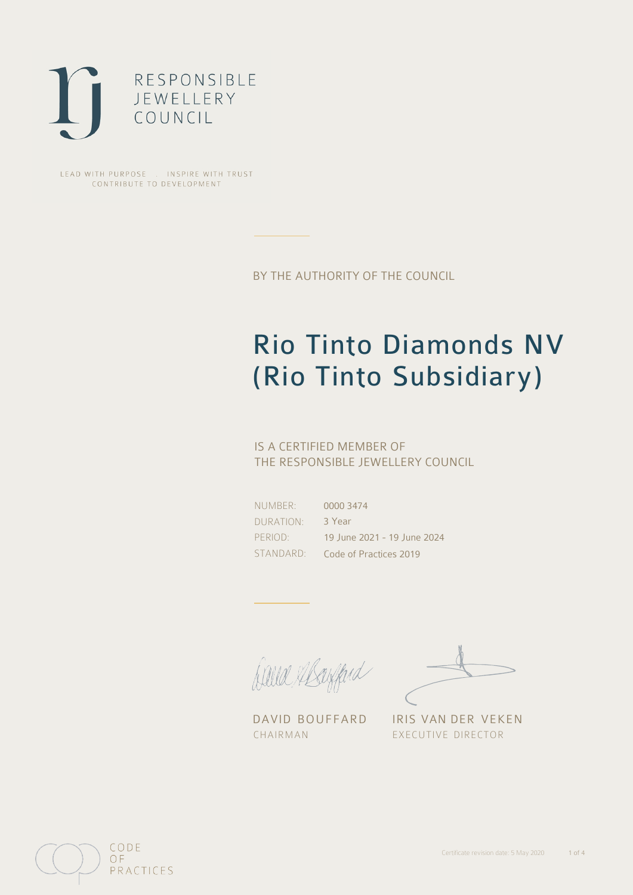RESPONSIBLE JEWELLERY COUNCIL

LEAD WITH PURPOSE . INSPIRE WITH TRUST
CONTRIBUTE TO DEVELOPMENT

BY THE AUTHORITY OF THE COUNCIL

# Rio Tinto Diamonds NV (Rio Tinto Subsidiary)

IS A CERTIFIED MEMBER OF
THE RESPONSIBLE JEWELLERY COUNCIL

| | |
|---|---|
| NUMBER: | 0000 3474 |
| DURATION: | 3 Year |
| PERIOD: | 19 June 2021 - 19 June 2024 |
| STANDARD: | Code of Practices 2019 |

DAVID BOUFFARD
CHAIRMAN

IRIS VAN DER VEKEN
EXECUTIVE DIRECTOR

CODE OF PRACTICES

Certificate revision date: 5 May 2020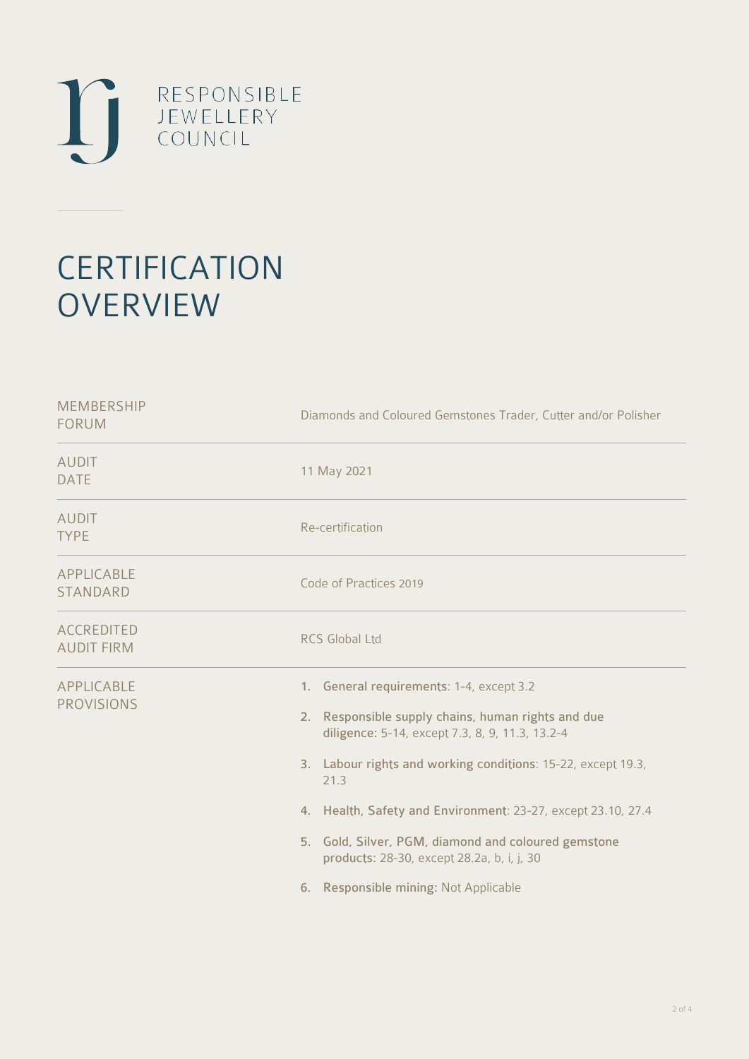RESPONSIBLE
JEWELLERY
COUNCIL

# CERTIFICATION OVERVIEW

| | |
|---|---|
| MEMBERSHIP FORUM | Diamonds and Coloured Gemstones Trader, Cutter and/or Polisher |
| AUDIT DATE | 11 May 2021 |
| AUDIT TYPE | Re-certification |
| APPLICABLE STANDARD | Code of Practices 2019 |
| ACCREDITED AUDIT FIRM | RCS Global Ltd |
| APPLICABLE PROVISIONS | 1. **General requirements**: 1-4, except 3.2<br>2. **Responsible supply chains, human rights and due diligence**: 5-14, except 7.3, 8, 9, 11.3, 13.2-4<br>3. **Labour rights and working conditions**: 15-22, except 19.3, 21.3<br>4. **Health, Safety and Environment**: 23-27, except 23.10, 27.4<br>5. **Gold, Silver, PGM, diamond and coloured gemstone products**: 28-30, except 28.2a, b, i, j, 30<br>6. **Responsible mining**: Not Applicable |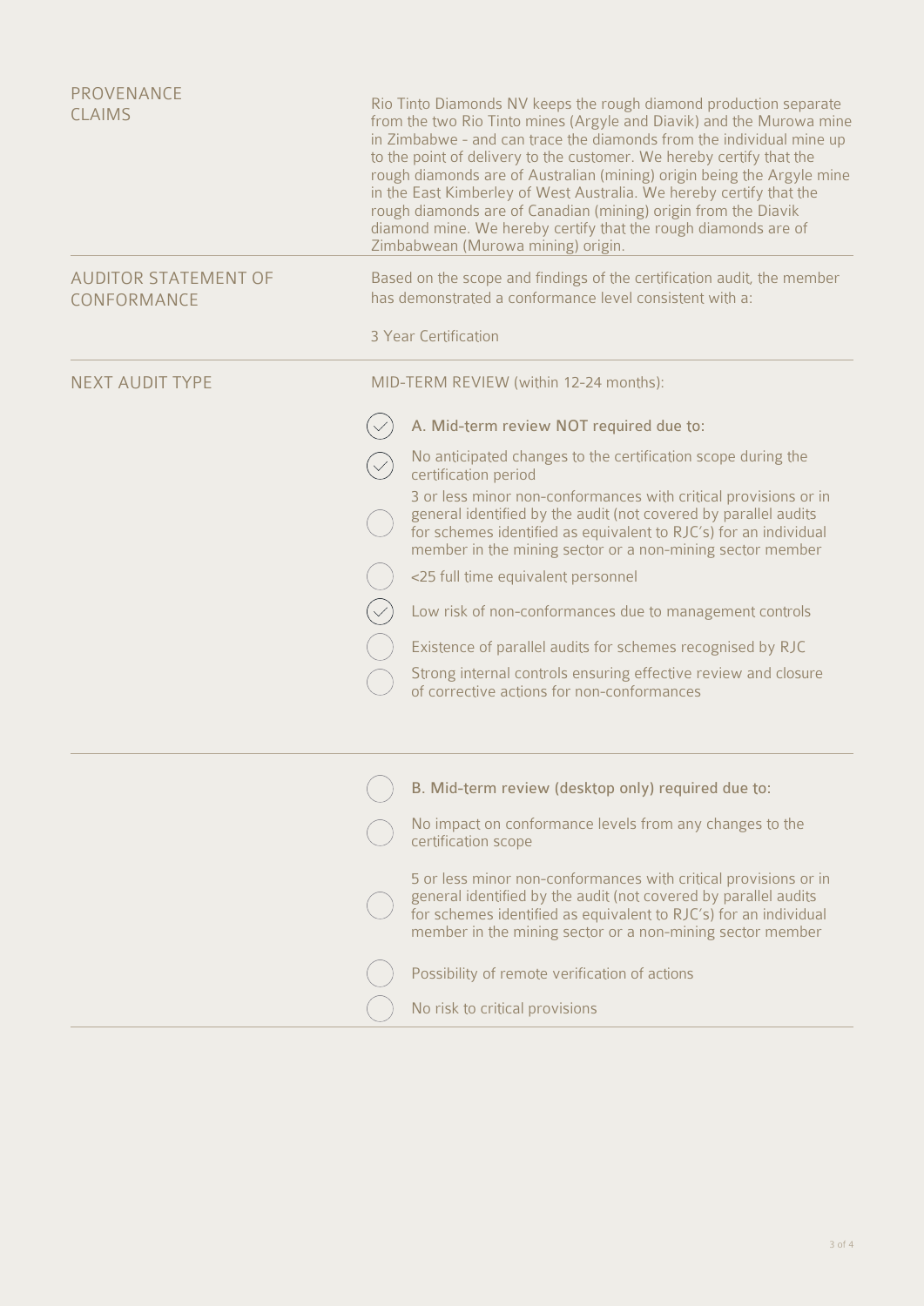**PROVENANCE CLAIMS**

Rio Tinto Diamonds NV keeps the rough diamond production separate from the two Rio Tinto mines (Argyle and Diavik) and the Murowa mine in Zimbabwe - and can trace the diamonds from the individual mine up to the point of delivery to the customer. We hereby certify that the rough diamonds are of Australian (mining) origin being the Argyle mine in the East Kimberley of West Australia. We hereby certify that the rough diamonds are of Canadian (mining) origin from the Diavik diamond mine. We hereby certify that the rough diamonds are of Zimbabwean (Murowa mining) origin.

---

**AUDITOR STATEMENT OF CONFORMANCE**

Based on the scope and findings of the certification audit, the member has demonstrated a conformance level consistent with a:

3 Year Certification

---

**NEXT AUDIT TYPE**

MID-TERM REVIEW (within 12-24 months):

- [x] **A. Mid-term review NOT required due to:**
- [x] No anticipated changes to the certification scope during the certification period
- [ ] 3 or less minor non-conformances with critical provisions or in general identified by the audit (not covered by parallel audits for schemes identified as equivalent to RJC's) for an individual member in the mining sector or a non-mining sector member
- [ ] <25 full time equivalent personnel
- [x] Low risk of non-conformances due to management controls
- [ ] Existence of parallel audits for schemes recognised by RJC
- [ ] Strong internal controls ensuring effective review and closure of corrective actions for non-conformances

---

- [ ] **B. Mid-term review (desktop only) required due to:**
- [ ] No impact on conformance levels from any changes to the certification scope
- [ ] 5 or less minor non-conformances with critical provisions or in general identified by the audit (not covered by parallel audits for schemes identified as equivalent to RJC's) for an individual member in the mining sector or a non-mining sector member
- [ ] Possibility of remote verification of actions
- [ ] No risk to critical provisions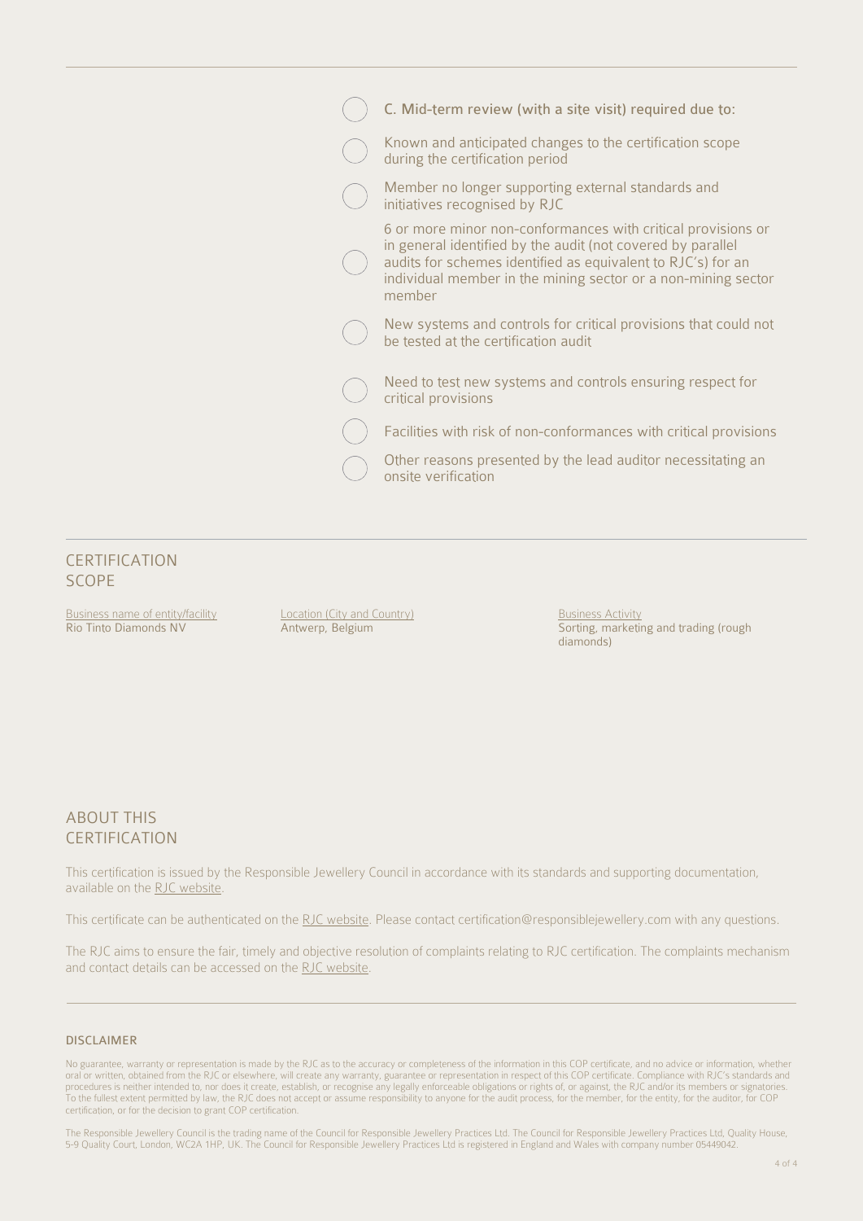- C. Mid-term review (with a site visit) required due to:
- Known and anticipated changes to the certification scope during the certification period
- Member no longer supporting external standards and initiatives recognised by RJC
- 6 or more minor non-conformances with critical provisions or in general identified by the audit (not covered by parallel audits for schemes identified as equivalent to RJC's) for an individual member in the mining sector or a non-mining sector member
- New systems and controls for critical provisions that could not be tested at the certification audit
- Need to test new systems and controls ensuring respect for critical provisions
- Facilities with risk of non-conformances with critical provisions
- Other reasons presented by the lead auditor necessitating an onsite verification

## CERTIFICATION SCOPE

| Business name of entity/facility | Location (City and Country) | Business Activity |
| --- | --- | --- |
| Rio Tinto Diamonds NV | Antwerp, Belgium | Sorting, marketing and trading (rough diamonds) |

## ABOUT THIS CERTIFICATION

This certification is issued by the Responsible Jewellery Council in accordance with its standards and supporting documentation, available on the RJC website.

This certificate can be authenticated on the RJC website. Please contact certification@responsiblejewellery.com with any questions.

The RJC aims to ensure the fair, timely and objective resolution of complaints relating to RJC certification. The complaints mechanism and contact details can be accessed on the RJC website.

### DISCLAIMER

No guarantee, warranty or representation is made by the RJC as to the accuracy or completeness of the information in this COP certificate, and no advice or information, whether oral or written, obtained from the RJC or elsewhere, will create any warranty, guarantee or representation in respect of this COP certificate. Compliance with RJC's standards and procedures is neither intended to, nor does it create, establish, or recognise any legally enforceable obligations or rights of, or against, the RJC and/or its members or signatories. To the fullest extent permitted by law, the RJC does not accept or assume responsibility to anyone for the audit process, for the member, for the entity, for the auditor, for COP certification, or for the decision to grant COP certification.

The Responsible Jewellery Council is the trading name of the Council for Responsible Jewellery Practices Ltd. The Council for Responsible Jewellery Practices Ltd, Quality House, 5-9 Quality Court, London, WC2A 1HP, UK. The Council for Responsible Jewellery Practices Ltd is registered in England and Wales with company number 05449042.